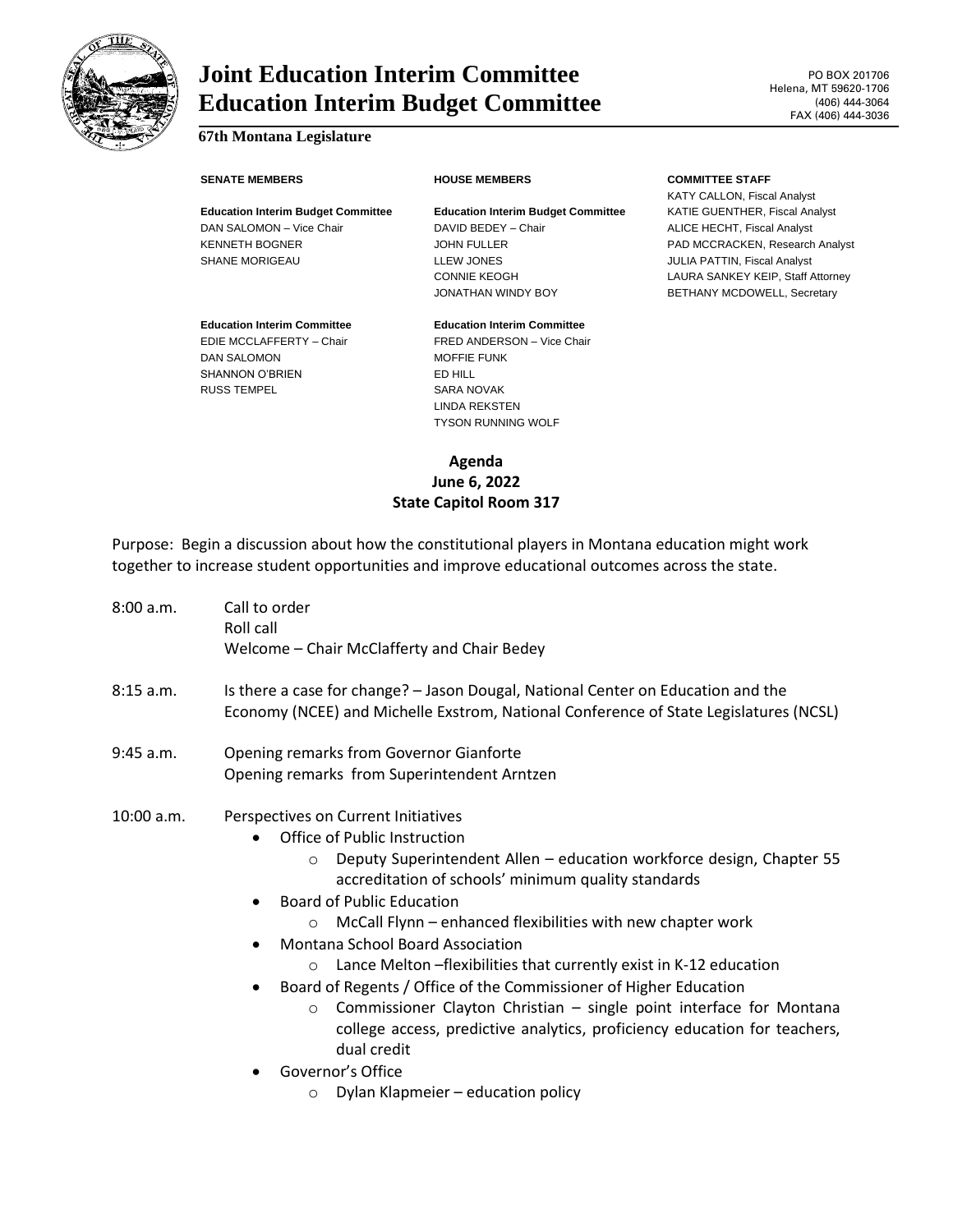# Joint Education Interim Committee
# Education Interim Budget Committee

**67th Montana Legislature**

PO BOX 201706
Helena, MT 59620-1706
(406) 444-3064
FAX (406) 444-3036

**SENATE MEMBERS**

**Education Interim Budget Committee**
DAN SALOMON – Vice Chair
KENNETH BOGNER
SHANE MORIGEAU

**Education Interim Committee**
EDIE MCCLAFFERTY – Chair
DAN SALOMON
SHANNON O'BRIEN
RUSS TEMPEL

**HOUSE MEMBERS**

**Education Interim Budget Committee**
DAVID BEDEY – Chair
JOHN FULLER
LLEW JONES
CONNIE KEOGH
JONATHAN WINDY BOY

**Education Interim Committee**
FRED ANDERSON – Vice Chair
MOFFIE FUNK
ED HILL
SARA NOVAK
LINDA REKSTEN
TYSON RUNNING WOLF

**COMMITTEE STAFF**
KATY CALLON, Fiscal Analyst
KATIE GUENTHER, Fiscal Analyst
ALICE HECHT, Fiscal Analyst
PAD MCCRACKEN, Research Analyst
JULIA PATTIN, Fiscal Analyst
LAURA SANKEY KEIP, Staff Attorney
BETHANY MCDOWELL, Secretary

**Agenda**
**June 6, 2022**
**State Capitol Room 317**

Purpose: Begin a discussion about how the constitutional players in Montana education might work together to increase student opportunities and improve educational outcomes across the state.

8:00 a.m. Call to order
Roll call
Welcome – Chair McClafferty and Chair Bedey

8:15 a.m. Is there a case for change? – Jason Dougal, National Center on Education and the Economy (NCEE) and Michelle Exstrom, National Conference of State Legislatures (NCSL)

9:45 a.m. Opening remarks from Governor Gianforte
Opening remarks from Superintendent Arntzen

10:00 a.m. Perspectives on Current Initiatives

- Office of Public Instruction
  - Deputy Superintendent Allen – education workforce design, Chapter 55 accreditation of schools' minimum quality standards
- Board of Public Education
  - McCall Flynn – enhanced flexibilities with new chapter work
- Montana School Board Association
  - Lance Melton –flexibilities that currently exist in K-12 education
- Board of Regents / Office of the Commissioner of Higher Education
  - Commissioner Clayton Christian – single point interface for Montana college access, predictive analytics, proficiency education for teachers, dual credit
- Governor's Office
  - Dylan Klapmeier – education policy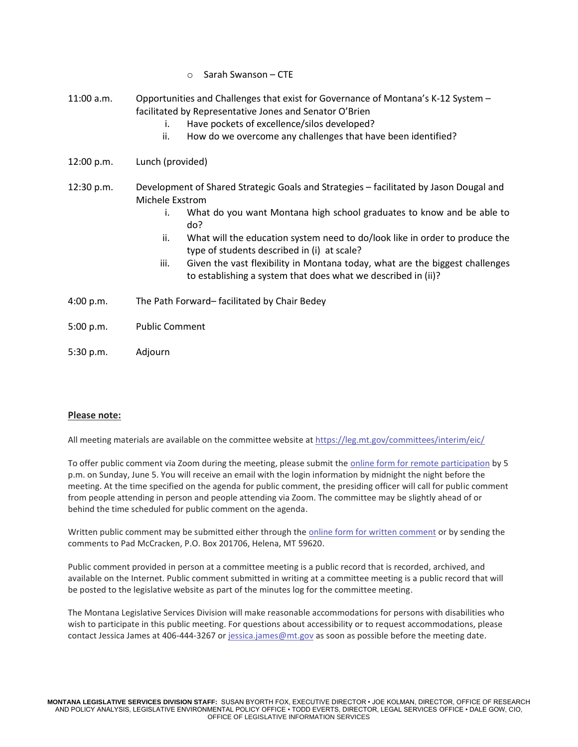- Sarah Swanson – CTE

11:00 a.m. Opportunities and Challenges that exist for Governance of Montana's K-12 System – facilitated by Representative Jones and Senator O'Brien

i. Have pockets of excellence/silos developed?
ii. How do we overcome any challenges that have been identified?

12:00 p.m. Lunch (provided)

12:30 p.m. Development of Shared Strategic Goals and Strategies – facilitated by Jason Dougal and Michele Exstrom

i. What do you want Montana high school graduates to know and be able to do?
ii. What will the education system need to do/look like in order to produce the type of students described in (i) at scale?
iii. Given the vast flexibility in Montana today, what are the biggest challenges to establishing a system that does what we described in (ii)?

4:00 p.m. The Path Forward– facilitated by Chair Bedey

5:00 p.m. Public Comment

5:30 p.m. Adjourn

**Please note:**

All meeting materials are available on the committee website at https://leg.mt.gov/committees/interim/eic/

To offer public comment via Zoom during the meeting, please submit the online form for remote participation by 5 p.m. on Sunday, June 5. You will receive an email with the login information by midnight the night before the meeting. At the time specified on the agenda for public comment, the presiding officer will call for public comment from people attending in person and people attending via Zoom. The committee may be slightly ahead of or behind the time scheduled for public comment on the agenda.

Written public comment may be submitted either through the online form for written comment or by sending the comments to Pad McCracken, P.O. Box 201706, Helena, MT 59620.

Public comment provided in person at a committee meeting is a public record that is recorded, archived, and available on the Internet. Public comment submitted in writing at a committee meeting is a public record that will be posted to the legislative website as part of the minutes log for the committee meeting.

The Montana Legislative Services Division will make reasonable accommodations for persons with disabilities who wish to participate in this public meeting. For questions about accessibility or to request accommodations, please contact Jessica James at 406-444-3267 or jessica.james@mt.gov as soon as possible before the meeting date.

**MONTANA LEGISLATIVE SERVICES DIVISION STAFF:** SUSAN BYORTH FOX, EXECUTIVE DIRECTOR • JOE KOLMAN, DIRECTOR, OFFICE OF RESEARCH AND POLICY ANALYSIS, LEGISLATIVE ENVIRONMENTAL POLICY OFFICE • TODD EVERTS, DIRECTOR, LEGAL SERVICES OFFICE • DALE GOW, CIO, OFFICE OF LEGISLATIVE INFORMATION SERVICES